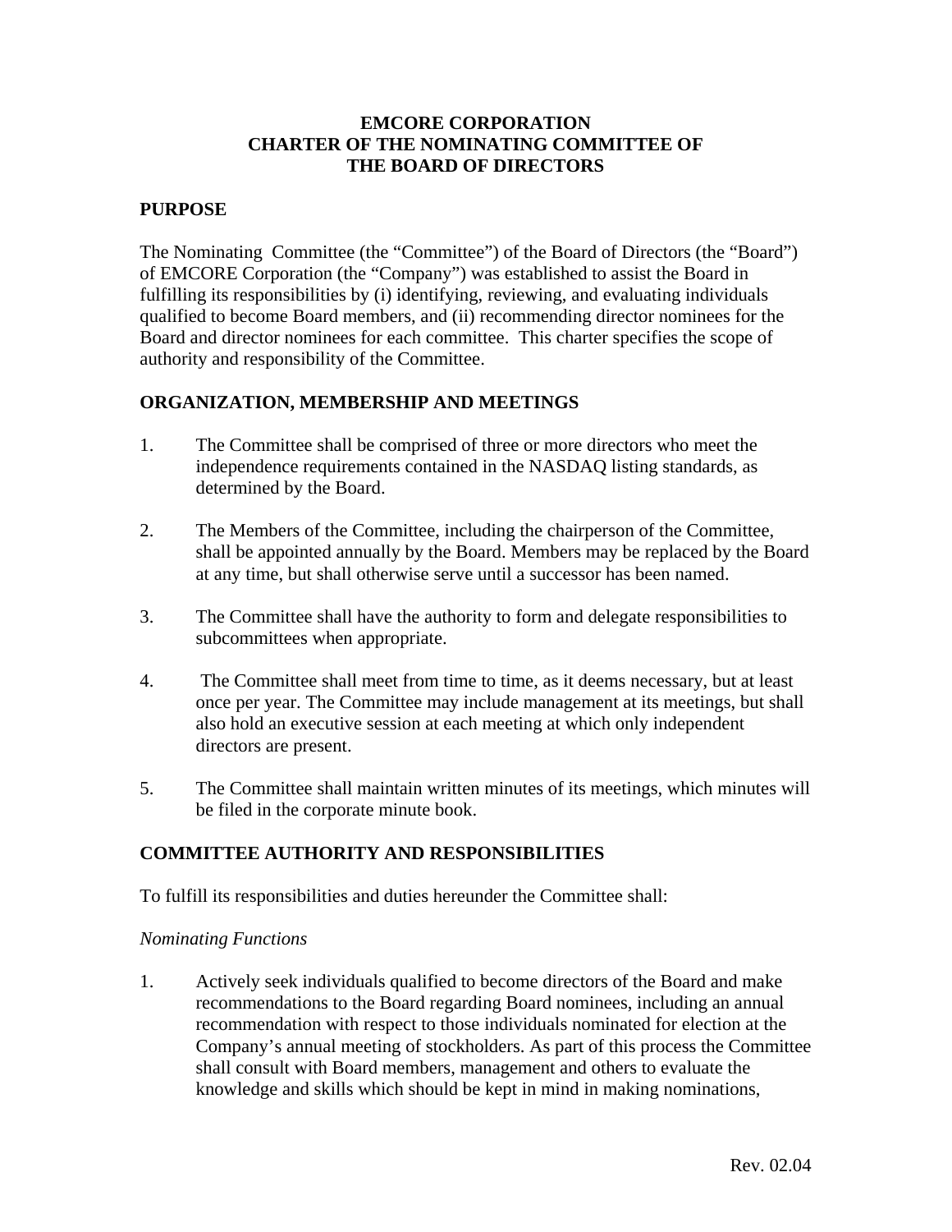# EMCORE CORPORATION
# CHARTER OF THE NOMINATING COMMITTEE OF THE BOARD OF DIRECTORS

## PURPOSE

The Nominating Committee (the "Committee") of the Board of Directors (the "Board") of EMCORE Corporation (the "Company") was established to assist the Board in fulfilling its responsibilities by (i) identifying, reviewing, and evaluating individuals qualified to become Board members, and (ii) recommending director nominees for the Board and director nominees for each committee. This charter specifies the scope of authority and responsibility of the Committee.

## ORGANIZATION, MEMBERSHIP AND MEETINGS

1. The Committee shall be comprised of three or more directors who meet the independence requirements contained in the NASDAQ listing standards, as determined by the Board.

2. The Members of the Committee, including the chairperson of the Committee, shall be appointed annually by the Board. Members may be replaced by the Board at any time, but shall otherwise serve until a successor has been named.

3. The Committee shall have the authority to form and delegate responsibilities to subcommittees when appropriate.

4. The Committee shall meet from time to time, as it deems necessary, but at least once per year. The Committee may include management at its meetings, but shall also hold an executive session at each meeting at which only independent directors are present.

5. The Committee shall maintain written minutes of its meetings, which minutes will be filed in the corporate minute book.

## COMMITTEE AUTHORITY AND RESPONSIBILITIES

To fulfill its responsibilities and duties hereunder the Committee shall:

*Nominating Functions*

1. Actively seek individuals qualified to become directors of the Board and make recommendations to the Board regarding Board nominees, including an annual recommendation with respect to those individuals nominated for election at the Company's annual meeting of stockholders. As part of this process the Committee shall consult with Board members, management and others to evaluate the knowledge and skills which should be kept in mind in making nominations,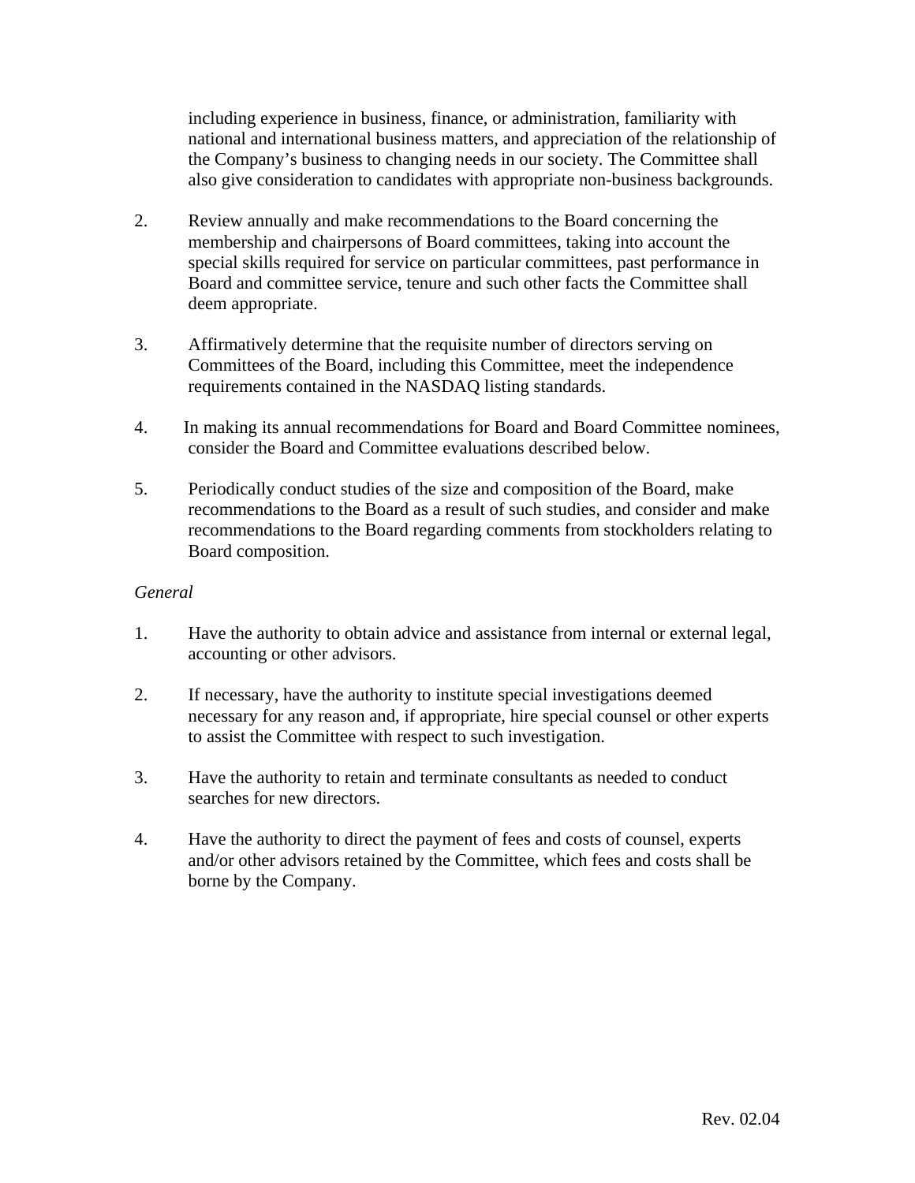including experience in business, finance, or administration, familiarity with national and international business matters, and appreciation of the relationship of the Company's business to changing needs in our society. The Committee shall also give consideration to candidates with appropriate non-business backgrounds.

2. Review annually and make recommendations to the Board concerning the membership and chairpersons of Board committees, taking into account the special skills required for service on particular committees, past performance in Board and committee service, tenure and such other facts the Committee shall deem appropriate.

3. Affirmatively determine that the requisite number of directors serving on Committees of the Board, including this Committee, meet the independence requirements contained in the NASDAQ listing standards.

4. In making its annual recommendations for Board and Board Committee nominees, consider the Board and Committee evaluations described below.

5. Periodically conduct studies of the size and composition of the Board, make recommendations to the Board as a result of such studies, and consider and make recommendations to the Board regarding comments from stockholders relating to Board composition.

*General*

1. Have the authority to obtain advice and assistance from internal or external legal, accounting or other advisors.

2. If necessary, have the authority to institute special investigations deemed necessary for any reason and, if appropriate, hire special counsel or other experts to assist the Committee with respect to such investigation.

3. Have the authority to retain and terminate consultants as needed to conduct searches for new directors.

4. Have the authority to direct the payment of fees and costs of counsel, experts and/or other advisors retained by the Committee, which fees and costs shall be borne by the Company.

Rev. 02.04